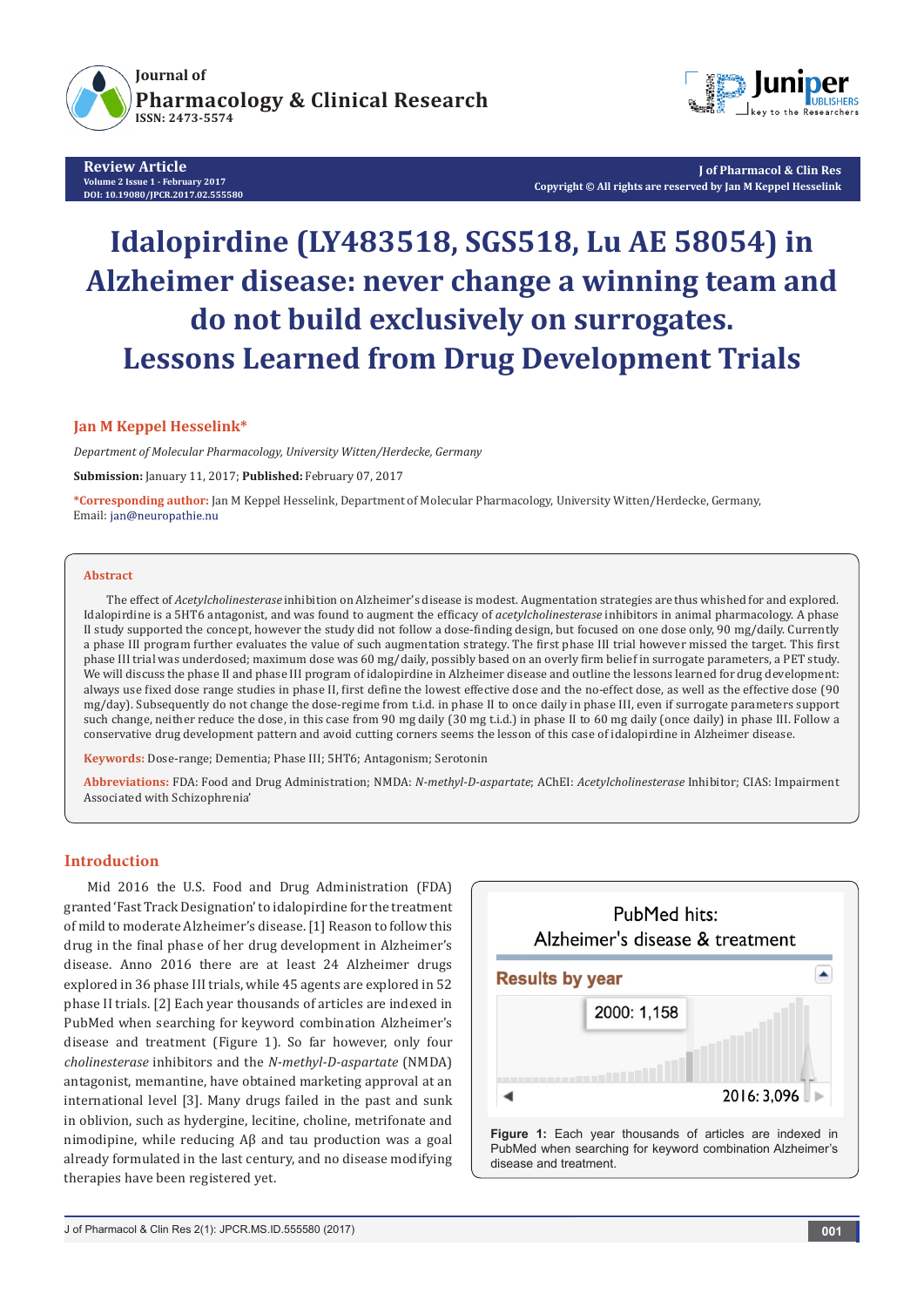Review Article
Volume 2 Issue 1 - February 2017
DOI: 10.19080/JPCR.2017.02.555580

J of Pharmacol & Clin Res
Copyright © All rights are reserved by Jan M Keppel Hesselink

# Idalopirdine (LY483518, SGS518, Lu AE 58054) in Alzheimer disease: never change a winning team and do not build exclusively on surrogates. Lessons Learned from Drug Development Trials

**Jan M Keppel Hesselink***

*Department of Molecular Pharmacology, University Witten/Herdecke, Germany*

**Submission:** January 11, 2017; **Published:** February 07, 2017

***Corresponding author:** Jan M Keppel Hesselink, Department of Molecular Pharmacology, University Witten/Herdecke, Germany, Email: jan@neuropathie.nu

## Abstract

The effect of *Acetylcholinesterase* inhibition on Alzheimer's disease is modest. Augmentation strategies are thus whished for and explored. Idalopirdine is a 5HT6 antagonist, and was found to augment the efficacy of *acetylcholinesterase* inhibitors in animal pharmacology. A phase II study supported the concept, however the study did not follow a dose-finding design, but focused on one dose only, 90 mg/daily. Currently a phase III program further evaluates the value of such augmentation strategy. The first phase III trial however missed the target. This first phase III trial was underdosed; maximum dose was 60 mg/daily, possibly based on an overly firm belief in surrogate parameters, a PET study. We will discuss the phase II and phase III program of idalopirdine in Alzheimer disease and outline the lessons learned for drug development: always use fixed dose range studies in phase II, first define the lowest effective dose and the no-effect dose, as well as the effective dose (90 mg/day). Subsequently do not change the dose-regime from t.i.d. in phase II to once daily in phase III, even if surrogate parameters support such change, neither reduce the dose, in this case from 90 mg daily (30 mg t.i.d.) in phase II to 60 mg daily (once daily) in phase III. Follow a conservative drug development pattern and avoid cutting corners seems the lesson of this case of idalopirdine in Alzheimer disease.

**Keywords:** Dose-range; Dementia; Phase III; 5HT6; Antagonism; Serotonin

**Abbreviations:** FDA: Food and Drug Administration; NMDA: *N-methyl-D-aspartate*; AChEI: *Acetylcholinesterase* Inhibitor; CIAS: Impairment Associated with Schizophrenia'

## Introduction

Mid 2016 the U.S. Food and Drug Administration (FDA) granted 'Fast Track Designation' to idalopirdine for the treatment of mild to moderate Alzheimer's disease. [1] Reason to follow this drug in the final phase of her drug development in Alzheimer's disease. Anno 2016 there are at least 24 Alzheimer drugs explored in 36 phase III trials, while 45 agents are explored in 52 phase II trials. [2] Each year thousands of articles are indexed in PubMed when searching for keyword combination Alzheimer's disease and treatment (Figure 1). So far however, only four *cholinesterase* inhibitors and the *N-methyl-D-aspartate* (NMDA) antagonist, memantine, have obtained marketing approval at an international level [3]. Many drugs failed in the past and sunk in oblivion, such as hydergine, lecitine, choline, metrifonate and nimodipine, while reducing Aβ and tau production was a goal already formulated in the last century, and no disease modifying therapies have been registered yet.

PubMed hits: Alzheimer's disease & treatment

Results by year

2000: 1,158

2016: 3,096

**Figure 1:** Each year thousands of articles are indexed in PubMed when searching for keyword combination Alzheimer's disease and treatment.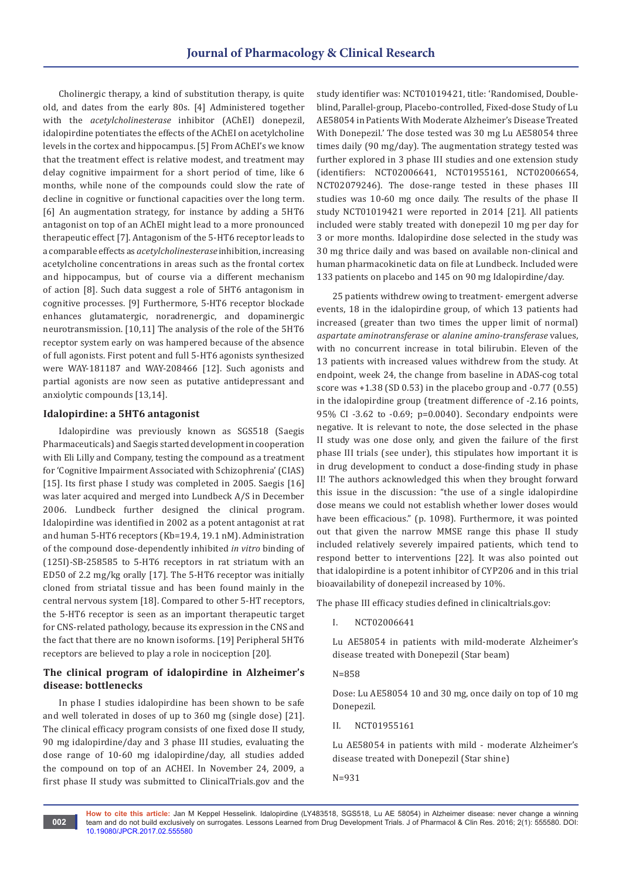Cholinergic therapy, a kind of substitution therapy, is quite old, and dates from the early 80s. [4] Administered together with the *acetylcholinesterase* inhibitor (AChEI) donepezil, idalopirdine potentiates the effects of the AChEI on acetylcholine levels in the cortex and hippocampus. [5] From AChEI's we know that the treatment effect is relative modest, and treatment may delay cognitive impairment for a short period of time, like 6 months, while none of the compounds could slow the rate of decline in cognitive or functional capacities over the long term. [6] An augmentation strategy, for instance by adding a 5HT6 antagonist on top of an AChEI might lead to a more pronounced therapeutic effect [7]. Antagonism of the 5-HT6 receptor leads to a comparable effects as *acetylcholinesterase* inhibition, increasing acetylcholine concentrations in areas such as the frontal cortex and hippocampus, but of course via a different mechanism of action [8]. Such data suggest a role of 5HT6 antagonism in cognitive processes. [9] Furthermore, 5-HT6 receptor blockade enhances glutamatergic, noradrenergic, and dopaminergic neurotransmission. [10,11] The analysis of the role of the 5HT6 receptor system early on was hampered because of the absence of full agonists. First potent and full 5-HT6 agonists synthesized were WAY-181187 and WAY-208466 [12]. Such agonists and partial agonists are now seen as putative antidepressant and anxiolytic compounds [13,14].

### Idalopirdine: a 5HT6 antagonist

Idalopirdine was previously known as SGS518 (Saegis Pharmaceuticals) and Saegis started development in cooperation with Eli Lilly and Company, testing the compound as a treatment for 'Cognitive Impairment Associated with Schizophrenia' (CIAS) [15]. Its first phase I study was completed in 2005. Saegis [16] was later acquired and merged into Lundbeck A/S in December 2006. Lundbeck further designed the clinical program. Idalopirdine was identified in 2002 as a potent antagonist at rat and human 5-HT6 receptors (Kb=19.4, 19.1 nM). Administration of the compound dose-dependently inhibited *in vitro* binding of (125I)-SB-258585 to 5-HT6 receptors in rat striatum with an ED50 of 2.2 mg/kg orally [17]. The 5-HT6 receptor was initially cloned from striatal tissue and has been found mainly in the central nervous system [18]. Compared to other 5-HT receptors, the 5-HT6 receptor is seen as an important therapeutic target for CNS-related pathology, because its expression in the CNS and the fact that there are no known isoforms. [19] Peripheral 5HT6 receptors are believed to play a role in nociception [20].

### The clinical program of idalopirdine in Alzheimer's disease: bottlenecks

In phase I studies idalopirdine has been shown to be safe and well tolerated in doses of up to 360 mg (single dose) [21]. The clinical efficacy program consists of one fixed dose II study, 90 mg idalopirdine/day and 3 phase III studies, evaluating the dose range of 10-60 mg idalopirdine/day, all studies added the compound on top of an ACHEI. In November 24, 2009, a first phase II study was submitted to ClinicalTrials.gov and the study identifier was: NCT01019421, title: 'Randomised, Double-blind, Parallel-group, Placebo-controlled, Fixed-dose Study of Lu AE58054 in Patients With Moderate Alzheimer's Disease Treated With Donepezil.' The dose tested was 30 mg Lu AE58054 three times daily (90 mg/day). The augmentation strategy tested was further explored in 3 phase III studies and one extension study (identifiers: NCT02006641, NCT01955161, NCT02006654, NCT02079246). The dose-range tested in these phases III studies was 10-60 mg once daily. The results of the phase II study NCT01019421 were reported in 2014 [21]. All patients included were stably treated with donepezil 10 mg per day for 3 or more months. Idalopirdine dose selected in the study was 30 mg thrice daily and was based on available non-clinical and human pharmacokinetic data on file at Lundbeck. Included were 133 patients on placebo and 145 on 90 mg Idalopirdine/day.

25 patients withdrew owing to treatment- emergent adverse events, 18 in the idalopirdine group, of which 13 patients had increased (greater than two times the upper limit of normal) *aspartate aminotransferase* or *alanine amino-transferase* values, with no concurrent increase in total bilirubin. Eleven of the 13 patients with increased values withdrew from the study. At endpoint, week 24, the change from baseline in ADAS-cog total score was +1.38 (SD 0.53) in the placebo group and -0.77 (0.55) in the idalopirdine group (treatment difference of -2.16 points, 95% CI -3.62 to -0.69; p=0.0040). Secondary endpoints were negative. It is relevant to note, the dose selected in the phase II study was one dose only, and given the failure of the first phase III trials (see under), this stipulates how important it is in drug development to conduct a dose-finding study in phase II! The authors acknowledged this when they brought forward this issue in the discussion: "the use of a single idalopirdine dose means we could not establish whether lower doses would have been efficacious." (p. 1098). Furthermore, it was pointed out that given the narrow MMSE range this phase II study included relatively severely impaired patients, which tend to respond better to interventions [22]. It was also pointed out that idalopirdine is a potent inhibitor of CYP206 and in this trial bioavailability of donepezil increased by 10%.

The phase III efficacy studies defined in clinicaltrials.gov:

I. NCT02006641

Lu AE58054 in patients with mild-moderate Alzheimer's disease treated with Donepezil (Star beam)

N=858

Dose: Lu AE58054 10 and 30 mg, once daily on top of 10 mg Donepezil.

II. NCT01955161

Lu AE58054 in patients with mild - moderate Alzheimer's disease treated with Donepezil (Star shine)

N=931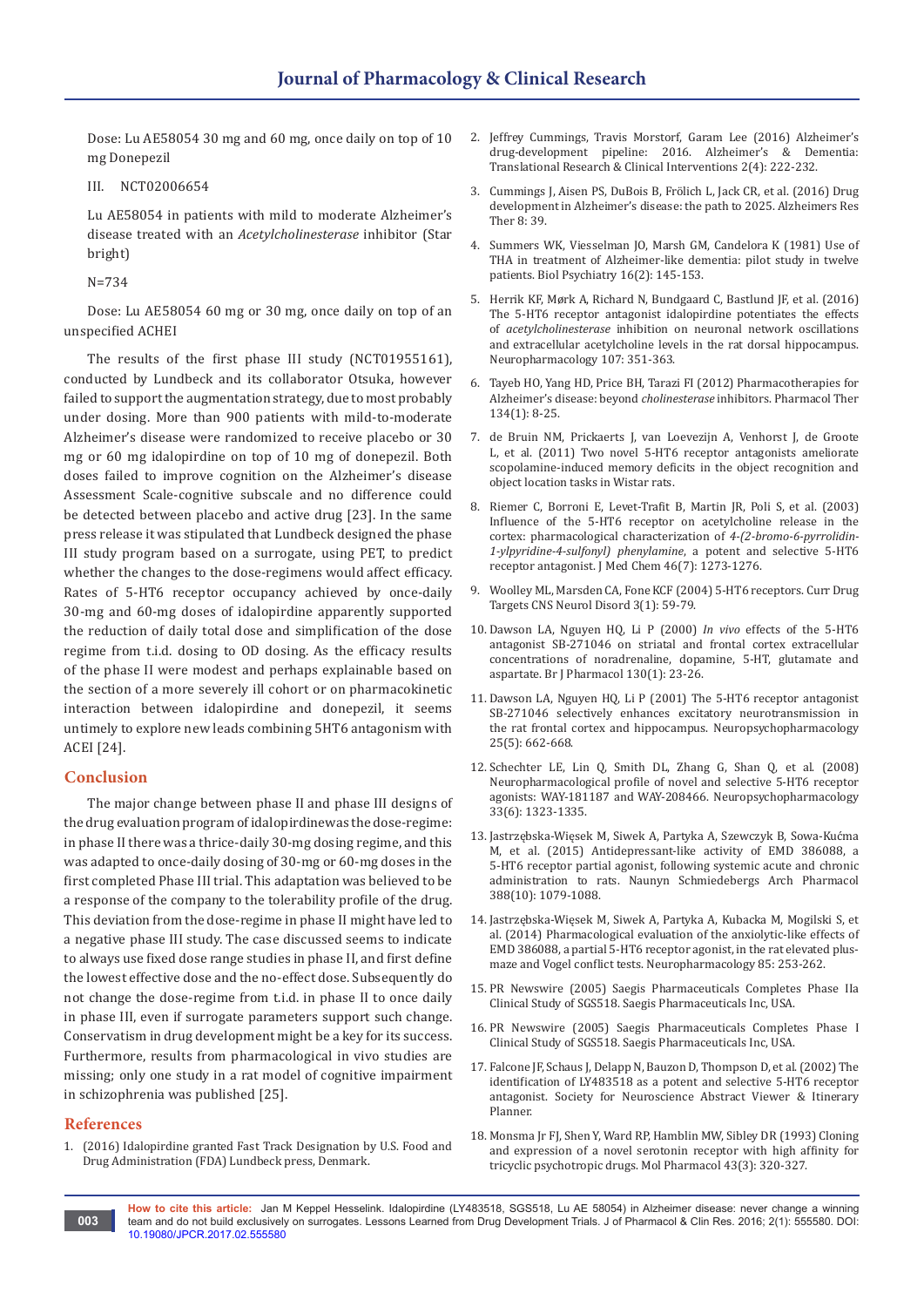Dose: Lu AE58054 30 mg and 60 mg, once daily on top of 10 mg Donepezil

III. NCT02006654

Lu AE58054 in patients with mild to moderate Alzheimer's disease treated with an *Acetylcholinesterase* inhibitor (Star bright)

N=734

Dose: Lu AE58054 60 mg or 30 mg, once daily on top of an unspecified ACHEI

The results of the first phase III study (NCT01955161), conducted by Lundbeck and its collaborator Otsuka, however failed to support the augmentation strategy, due to most probably under dosing. More than 900 patients with mild-to-moderate Alzheimer's disease were randomized to receive placebo or 30 mg or 60 mg idalopirdine on top of 10 mg of donepezil. Both doses failed to improve cognition on the Alzheimer's disease Assessment Scale-cognitive subscale and no difference could be detected between placebo and active drug [23]. In the same press release it was stipulated that Lundbeck designed the phase III study program based on a surrogate, using PET, to predict whether the changes to the dose-regimens would affect efficacy. Rates of 5-HT6 receptor occupancy achieved by once-daily 30-mg and 60-mg doses of idalopirdine apparently supported the reduction of daily total dose and simplification of the dose regime from t.i.d. dosing to OD dosing. As the efficacy results of the phase II were modest and perhaps explainable based on the section of a more severely ill cohort or on pharmacokinetic interaction between idalopirdine and donepezil, it seems untimely to explore new leads combining 5HT6 antagonism with ACEI [24].

## Conclusion

The major change between phase II and phase III designs of the drug evaluation program of idalopirdinewas the dose-regime: in phase II there was a thrice-daily 30-mg dosing regime, and this was adapted to once-daily dosing of 30-mg or 60-mg doses in the first completed Phase III trial. This adaptation was believed to be a response of the company to the tolerability profile of the drug. This deviation from the dose-regime in phase II might have led to a negative phase III study. The case discussed seems to indicate to always use fixed dose range studies in phase II, and first define the lowest effective dose and the no-effect dose. Subsequently do not change the dose-regime from t.i.d. in phase II to once daily in phase III, even if surrogate parameters support such change. Conservatism in drug development might be a key for its success. Furthermore, results from pharmacological in vivo studies are missing; only one study in a rat model of cognitive impairment in schizophrenia was published [25].

## References

1. (2016) Idalopirdine granted Fast Track Designation by U.S. Food and Drug Administration (FDA) Lundbeck press, Denmark.
2. Jeffrey Cummings, Travis Morstorf, Garam Lee (2016) Alzheimer's drug-development pipeline: 2016. Alzheimer's & Dementia: Translational Research & Clinical Interventions 2(4): 222-232.
3. Cummings J, Aisen PS, DuBois B, Frölich L, Jack CR, et al. (2016) Drug development in Alzheimer's disease: the path to 2025. Alzheimers Res Ther 8: 39.
4. Summers WK, Viesselman JO, Marsh GM, Candelora K (1981) Use of THA in treatment of Alzheimer-like dementia: pilot study in twelve patients. Biol Psychiatry 16(2): 145-153.
5. Herrik KF, Mørk A, Richard N, Bundgaard C, Bastlund JF, et al. (2016) The 5-HT6 receptor antagonist idalopirdine potentiates the effects of *acetylcholinesterase* inhibition on neuronal network oscillations and extracellular acetylcholine levels in the rat dorsal hippocampus. Neuropharmacology 107: 351-363.
6. Tayeb HO, Yang HD, Price BH, Tarazi FI (2012) Pharmacotherapies for Alzheimer's disease: beyond *cholinesterase* inhibitors. Pharmacol Ther 134(1): 8-25.
7. de Bruin NM, Prickaerts J, van Loevezijn A, Venhorst J, de Groote L, et al. (2011) Two novel 5-HT6 receptor antagonists ameliorate scopolamine-induced memory deficits in the object recognition and object location tasks in Wistar rats.
8. Riemer C, Borroni E, Levet-Trafit B, Martin JR, Poli S, et al. (2003) Influence of the 5-HT6 receptor on acetylcholine release in the cortex: pharmacological characterization of *4-(2-bromo-6-pyrrolidin-1-ylpyridine-4-sulfonyl) phenylamine*, a potent and selective 5-HT6 receptor antagonist. J Med Chem 46(7): 1273-1276.
9. Woolley ML, Marsden CA, Fone KCF (2004) 5-HT6 receptors. Curr Drug Targets CNS Neurol Disord 3(1): 59-79.
10. Dawson LA, Nguyen HQ, Li P (2000) *In vivo* effects of the 5-HT6 antagonist SB-271046 on striatal and frontal cortex extracellular concentrations of noradrenaline, dopamine, 5-HT, glutamate and aspartate. Br J Pharmacol 130(1): 23-26.
11. Dawson LA, Nguyen HQ, Li P (2001) The 5-HT6 receptor antagonist SB-271046 selectively enhances excitatory neurotransmission in the rat frontal cortex and hippocampus. Neuropsychopharmacology 25(5): 662-668.
12. Schechter LE, Lin Q, Smith DL, Zhang G, Shan Q, et al. (2008) Neuropharmacological profile of novel and selective 5-HT6 receptor agonists: WAY-181187 and WAY-208466. Neuropsychopharmacology 33(6): 1323-1335.
13. Jastrzębska-Więsek M, Siwek A, Partyka A, Szewczyk B, Sowa-Kućma M, et al. (2015) Antidepressant-like activity of EMD 386088, a 5-HT6 receptor partial agonist, following systemic acute and chronic administration to rats. Naunyn Schmiedebergs Arch Pharmacol 388(10): 1079-1088.
14. Jastrzębska-Więsek M, Siwek A, Partyka A, Kubacka M, Mogilski S, et al. (2014) Pharmacological evaluation of the anxiolytic-like effects of EMD 386088, a partial 5-HT6 receptor agonist, in the rat elevated plus-maze and Vogel conflict tests. Neuropharmacology 85: 253-262.
15. PR Newswire (2005) Saegis Pharmaceuticals Completes Phase IIa Clinical Study of SGS518. Saegis Pharmaceuticals Inc, USA.
16. PR Newswire (2005) Saegis Pharmaceuticals Completes Phase I Clinical Study of SGS518. Saegis Pharmaceuticals Inc, USA.
17. Falcone JF, Schaus J, Delapp N, Bauzon D, Thompson D, et al. (2002) The identification of LY483518 as a potent and selective 5-HT6 receptor antagonist. Society for Neuroscience Abstract Viewer & Itinerary Planner.
18. Monsma Jr FJ, Shen Y, Ward RP, Hamblin MW, Sibley DR (1993) Cloning and expression of a novel serotonin receptor with high affinity for tricyclic psychotropic drugs. Mol Pharmacol 43(3): 320-327.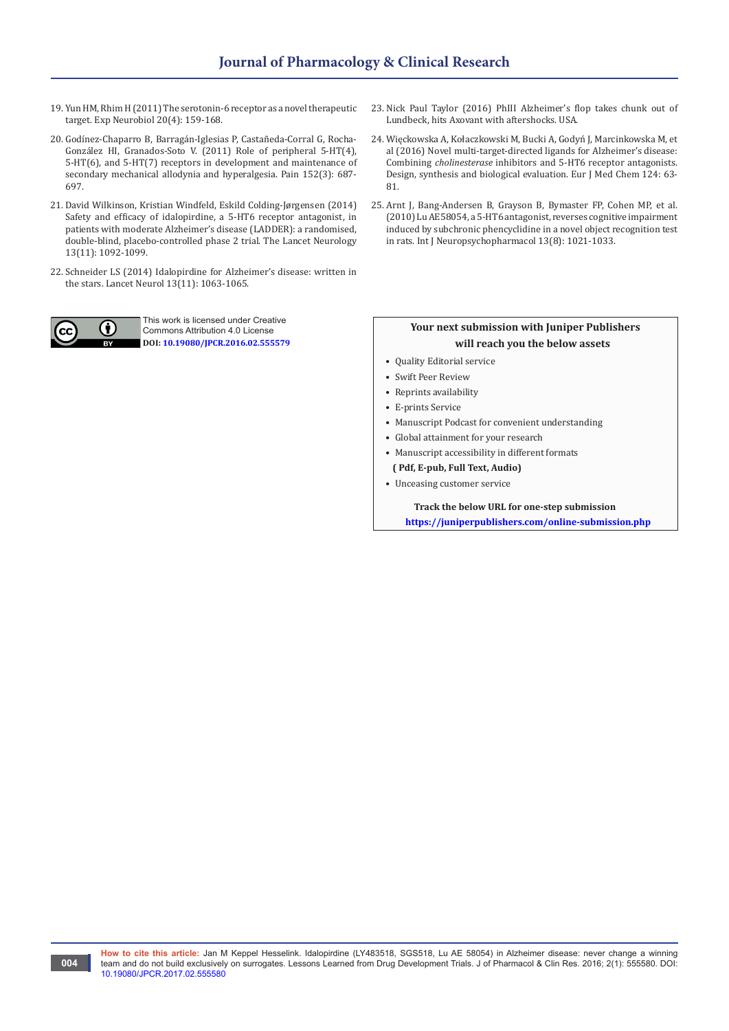19. Yun HM, Rhim H (2011) The serotonin-6 receptor as a novel therapeutic target. Exp Neurobiol 20(4): 159-168.

20. Godínez-Chaparro B, Barragán-Iglesias P, Castañeda-Corral G, Rocha-González HI, Granados-Soto V. (2011) Role of peripheral 5-HT(4), 5-HT(6), and 5-HT(7) receptors in development and maintenance of secondary mechanical allodynia and hyperalgesia. Pain 152(3): 687-697.

21. David Wilkinson, Kristian Windfeld, Eskild Colding-Jørgensen (2014) Safety and efficacy of idalopirdine, a 5-HT6 receptor antagonist, in patients with moderate Alzheimer's disease (LADDER): a randomised, double-blind, placebo-controlled phase 2 trial. The Lancet Neurology 13(11): 1092-1099.

22. Schneider LS (2014) Idalopirdine for Alzheimer's disease: written in the stars. Lancet Neurol 13(11): 1063-1065.

23. Nick Paul Taylor (2016) PhIII Alzheimer's flop takes chunk out of Lundbeck, hits Axovant with aftershocks. USA.

24. Więckowska A, Kołaczkowski M, Bucki A, Godyń J, Marcinkowska M, et al (2016) Novel multi-target-directed ligands for Alzheimer's disease: Combining *cholinesterase* inhibitors and 5-HT6 receptor antagonists. Design, synthesis and biological evaluation. Eur J Med Chem 124: 63-81.

25. Arnt J, Bang-Andersen B, Grayson B, Bymaster FP, Cohen MP, et al. (2010) Lu AE58054, a 5-HT6 antagonist, reverses cognitive impairment induced by subchronic phencyclidine in a novel object recognition test in rats. Int J Neuropsychopharmacol 13(8): 1021-1033.

This work is licensed under Creative Commons Attribution 4.0 License
**DOI: 10.19080/JPCR.2016.02.555579**

**Your next submission with Juniper Publishers will reach you the below assets**

- Quality Editorial service
- Swift Peer Review
- Reprints availability
- E-prints Service
- Manuscript Podcast for convenient understanding
- Global attainment for your research
- Manuscript accessibility in different formats
  **( Pdf, E-pub, Full Text, Audio)**
- Unceasing customer service

**Track the below URL for one-step submission**
**https://juniperpublishers.com/online-submission.php**

**How to cite this article:** Jan M Keppel Hesselink. Idalopirdine (LY483518, SGS518, Lu AE 58054) in Alzheimer disease: never change a winning team and do not build exclusively on surrogates. Lessons Learned from Drug Development Trials. J of Pharmacol & Clin Res. 2016; 2(1): 555580. DOI: 10.19080/JPCR.2017.02.555580